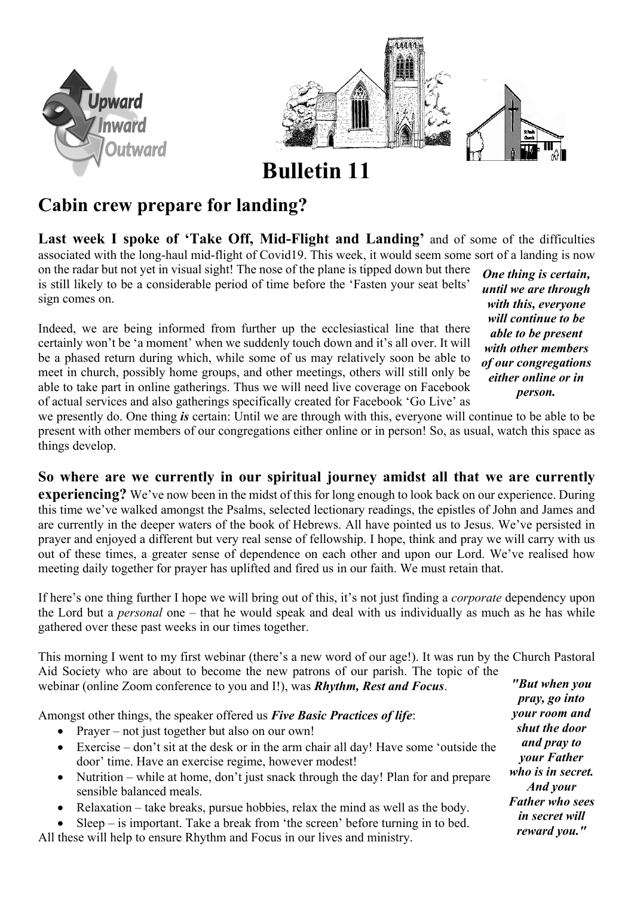# Bulletin 11

## Cabin crew prepare for landing?

**Last week I spoke of 'Take Off, Mid-Flight and Landing'** and of some of the difficulties associated with the long-haul mid-flight of Covid19. This week, it would seem some sort of a landing is now on the radar but not yet in visual sight! The nose of the plane is tipped down but there is still likely to be a considerable period of time before the 'Fasten your seat belts' sign comes on.

*One thing is certain, until we are through with this, everyone will continue to be able to be present with other members of our congregations either online or in person.*

Indeed, we are being informed from further up the ecclesiastical line that there certainly won't be 'a moment' when we suddenly touch down and it's all over. It will be a phased return during which, while some of us may relatively soon be able to meet in church, possibly home groups, and other meetings, others will still only be able to take part in online gatherings. Thus we will need live coverage on Facebook of actual services and also gatherings specifically created for Facebook 'Go Live' as we presently do. One thing ***is*** certain: Until we are through with this, everyone will continue to be able to be present with other members of our congregations either online or in person! So, as usual, watch this space as things develop.

**So where are we currently in our spiritual journey amidst all that we are currently experiencing?** We've now been in the midst of this for long enough to look back on our experience. During this time we've walked amongst the Psalms, selected lectionary readings, the epistles of John and James and are currently in the deeper waters of the book of Hebrews. All have pointed us to Jesus. We've persisted in prayer and enjoyed a different but very real sense of fellowship. I hope, think and pray we will carry with us out of these times, a greater sense of dependence on each other and upon our Lord. We've realised how meeting daily together for prayer has uplifted and fired us in our faith. We must retain that.

If here's one thing further I hope we will bring out of this, it's not just finding a *corporate* dependency upon the Lord but a *personal* one – that he would speak and deal with us individually as much as he has while gathered over these past weeks in our times together.

This morning I went to my first webinar (there's a new word of our age!). It was run by the Church Pastoral Aid Society who are about to become the new patrons of our parish. The topic of the webinar (online Zoom conference to you and I!), was ***Rhythm, Rest and Focus***.

Amongst other things, the speaker offered us ***Five Basic Practices of life***:

- Prayer – not just together but also on our own!
- Exercise – don't sit at the desk or in the arm chair all day! Have some 'outside the door' time. Have an exercise regime, however modest!
- Nutrition – while at home, don't just snack through the day! Plan for and prepare sensible balanced meals.
- Relaxation – take breaks, pursue hobbies, relax the mind as well as the body.
- Sleep – is important. Take a break from 'the screen' before turning in to bed.

All these will help to ensure Rhythm and Focus in our lives and ministry.

***"But when you pray, go into your room and shut the door and pray to your Father who is in secret. And your Father who sees in secret will reward you."***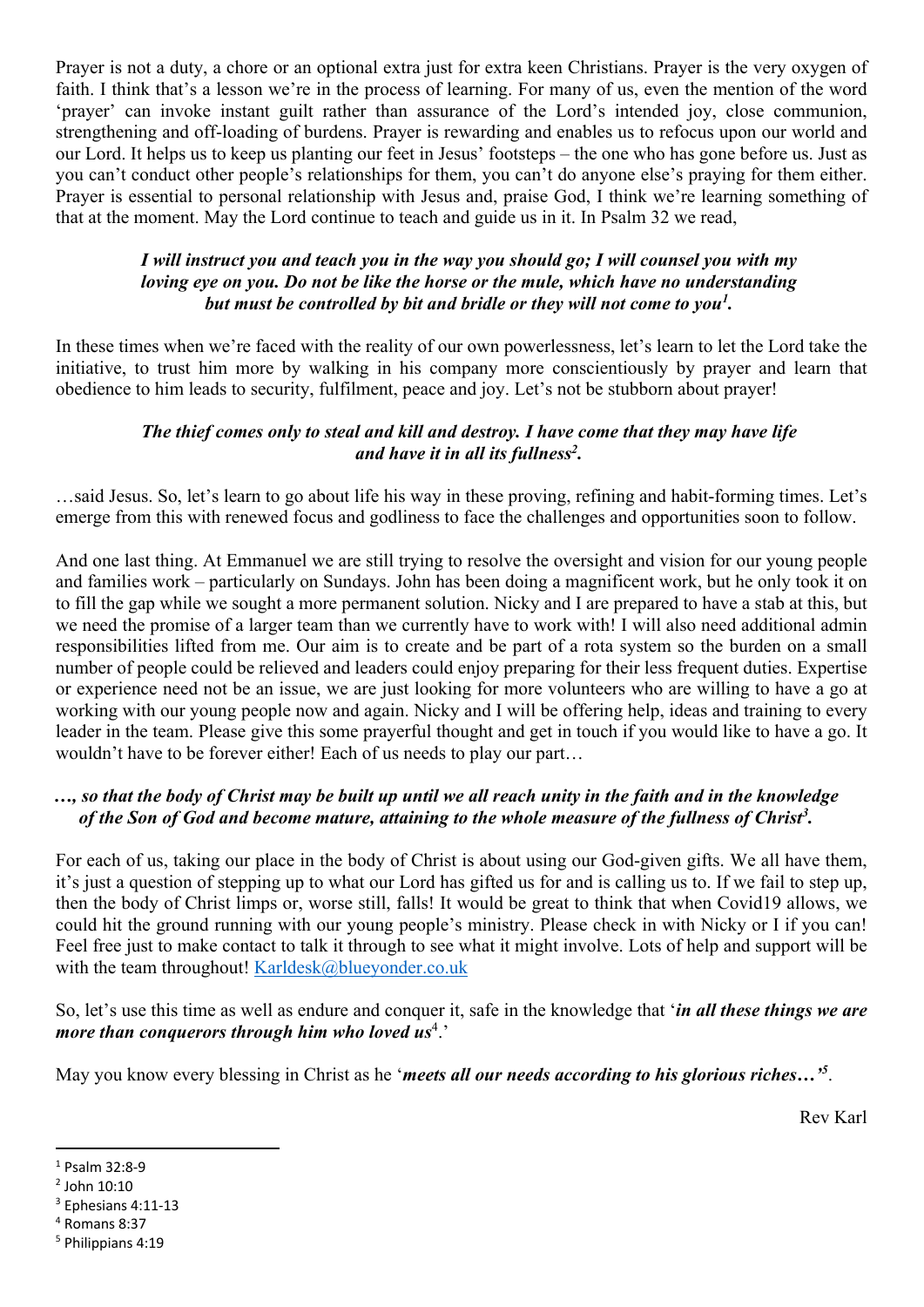Prayer is not a duty, a chore or an optional extra just for extra keen Christians. Prayer is the very oxygen of faith. I think that's a lesson we're in the process of learning. For many of us, even the mention of the word 'prayer' can invoke instant guilt rather than assurance of the Lord's intended joy, close communion, strengthening and off-loading of burdens. Prayer is rewarding and enables us to refocus upon our world and our Lord. It helps us to keep us planting our feet in Jesus' footsteps – the one who has gone before us. Just as you can't conduct other people's relationships for them, you can't do anyone else's praying for them either. Prayer is essential to personal relationship with Jesus and, praise God, I think we're learning something of that at the moment. May the Lord continue to teach and guide us in it. In Psalm 32 we read,

***I will instruct you and teach you in the way you should go; I will counsel you with my loving eye on you. Do not be like the horse or the mule, which have no understanding but must be controlled by bit and bridle or they will not come to you[1].***

In these times when we're faced with the reality of our own powerlessness, let's learn to let the Lord take the initiative, to trust him more by walking in his company more conscientiously by prayer and learn that obedience to him leads to security, fulfilment, peace and joy. Let's not be stubborn about prayer!

***The thief comes only to steal and kill and destroy. I have come that they may have life and have it in all its fullness[2].***

…said Jesus. So, let's learn to go about life his way in these proving, refining and habit-forming times. Let's emerge from this with renewed focus and godliness to face the challenges and opportunities soon to follow.

And one last thing. At Emmanuel we are still trying to resolve the oversight and vision for our young people and families work – particularly on Sundays. John has been doing a magnificent work, but he only took it on to fill the gap while we sought a more permanent solution. Nicky and I are prepared to have a stab at this, but we need the promise of a larger team than we currently have to work with! I will also need additional admin responsibilities lifted from me. Our aim is to create and be part of a rota system so the burden on a small number of people could be relieved and leaders could enjoy preparing for their less frequent duties. Expertise or experience need not be an issue, we are just looking for more volunteers who are willing to have a go at working with our young people now and again. Nicky and I will be offering help, ideas and training to every leader in the team. Please give this some prayerful thought and get in touch if you would like to have a go. It wouldn't have to be forever either! Each of us needs to play our part…

***…, so that the body of Christ may be built up until we all reach unity in the faith and in the knowledge of the Son of God and become mature, attaining to the whole measure of the fullness of Christ[3].***

For each of us, taking our place in the body of Christ is about using our God-given gifts. We all have them, it's just a question of stepping up to what our Lord has gifted us for and is calling us to. If we fail to step up, then the body of Christ limps or, worse still, falls! It would be great to think that when Covid19 allows, we could hit the ground running with our young people's ministry. Please check in with Nicky or I if you can! Feel free just to make contact to talk it through to see what it might involve. Lots of help and support will be with the team throughout! Karldesk@blueyonder.co.uk

So, let's use this time as well as endure and conquer it, safe in the knowledge that '***in all these things we are more than conquerors through him who loved us***[4].'

May you know every blessing in Christ as he '***meets all our needs according to his glorious riches…'***[5].

Rev Karl

---

[1] Psalm 32:8-9

[2] John 10:10

[3] Ephesians 4:11-13

[4] Romans 8:37

[5] Philippians 4:19